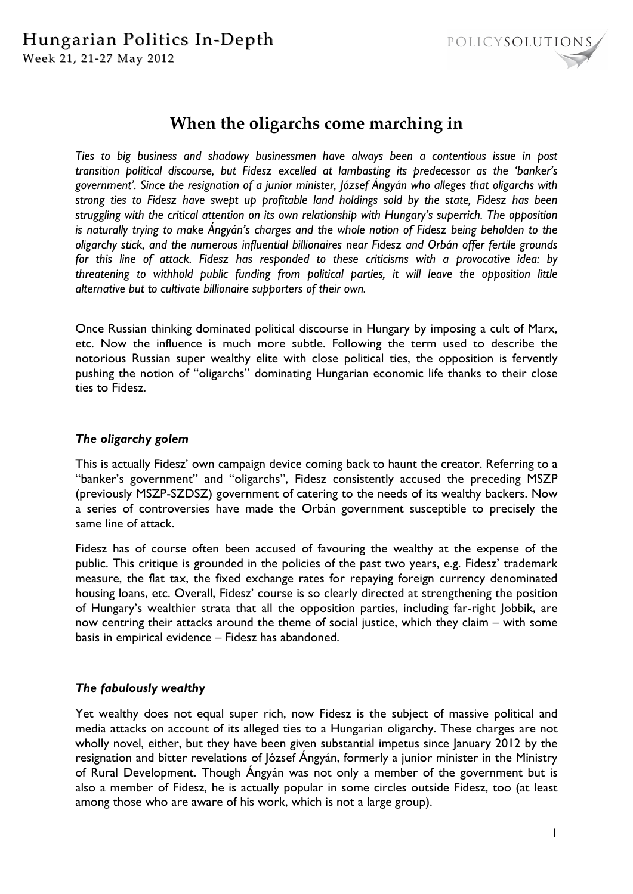# When the oligarchs come marching in

*Ties to big business and shadowy businessmen have always been a contentious issue in post transition political discourse, but Fidesz excelled at lambasting its predecessor as the 'banker's government'. Since the resignation of a junior minister, József Ángyán who alleges that oligarchs with strong ties to Fidesz have swept up profitable land holdings sold by the state, Fidesz has been struggling with the critical attention on its own relationship with Hungary's superrich. The opposition is naturally trying to make Ángyán's charges and the whole notion of Fidesz being beholden to the oligarchy stick, and the numerous influential billionaires near Fidesz and Orbán offer fertile grounds for this line of attack. Fidesz has responded to these criticisms with a provocative idea: by threatening to withhold public funding from political parties, it will leave the opposition little alternative but to cultivate billionaire supporters of their own.*

Once Russian thinking dominated political discourse in Hungary by imposing a cult of Marx, etc. Now the influence is much more subtle. Following the term used to describe the notorious Russian super wealthy elite with close political ties, the opposition is fervently pushing the notion of "oligarchs" dominating Hungarian economic life thanks to their close ties to Fidesz.

### *The oligarchy golem*

This is actually Fidesz' own campaign device coming back to haunt the creator. Referring to a "banker's government" and "oligarchs", Fidesz consistently accused the preceding MSZP (previously MSZP-SZDSZ) government of catering to the needs of its wealthy backers. Now a series of controversies have made the Orbán government susceptible to precisely the same line of attack.

Fidesz has of course often been accused of favouring the wealthy at the expense of the public. This critique is grounded in the policies of the past two years, e.g. Fidesz' trademark measure, the flat tax, the fixed exchange rates for repaying foreign currency denominated housing loans, etc. Overall, Fidesz' course is so clearly directed at strengthening the position of Hungary's wealthier strata that all the opposition parties, including far-right Jobbik, are now centring their attacks around the theme of social justice, which they claim – with some basis in empirical evidence – Fidesz has abandoned.

### *The fabulously wealthy*

Yet wealthy does not equal super rich, now Fidesz is the subject of massive political and media attacks on account of its alleged ties to a Hungarian oligarchy. These charges are not wholly novel, either, but they have been given substantial impetus since January 2012 by the resignation and bitter revelations of József Ángyán, formerly a junior minister in the Ministry of Rural Development. Though Ángyán was not only a member of the government but is also a member of Fidesz, he is actually popular in some circles outside Fidesz, too (at least among those who are aware of his work, which is not a large group).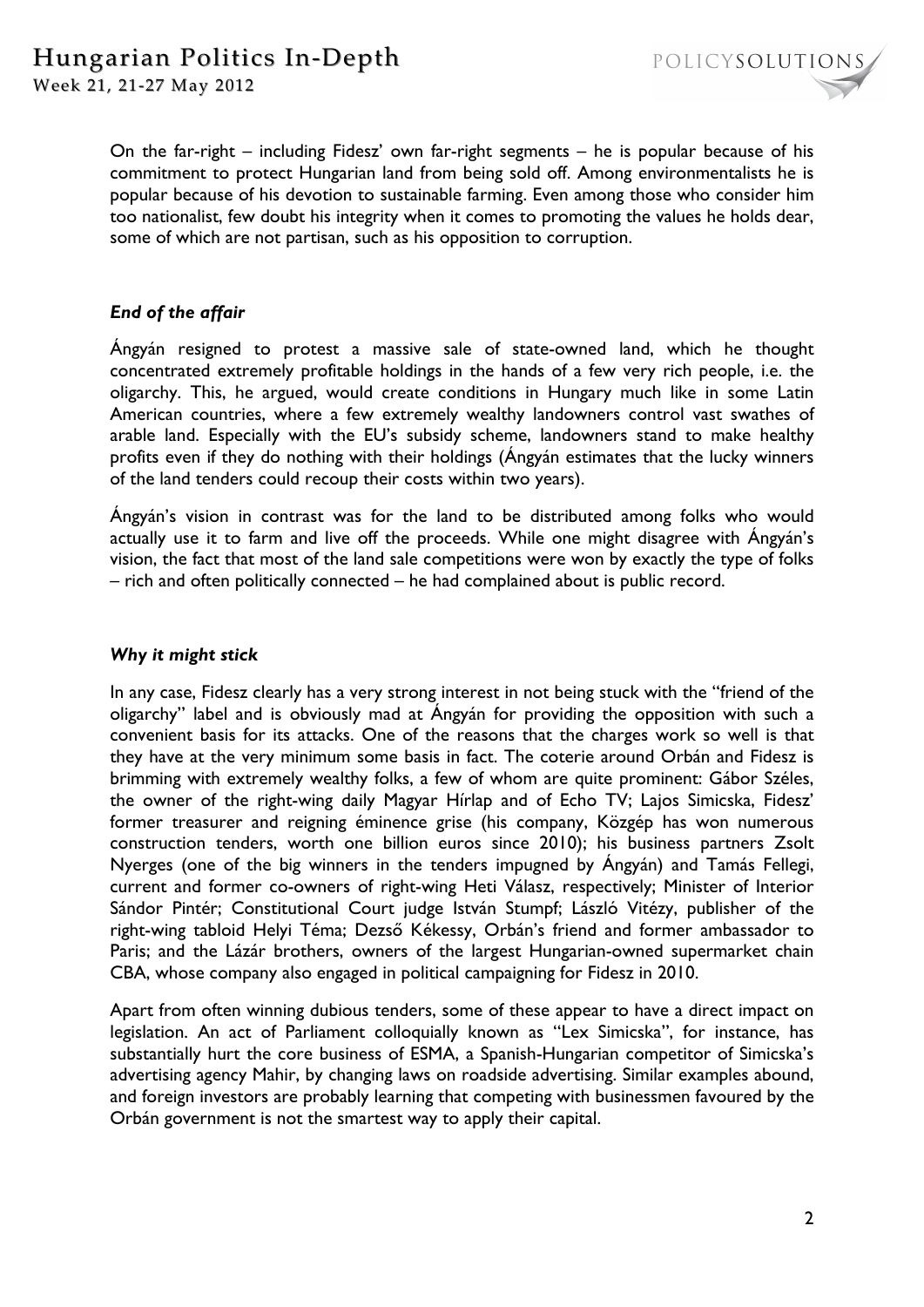On the far-right – including Fidesz' own far-right segments – he is popular because of his commitment to protect Hungarian land from being sold off. Among environmentalists he is popular because of his devotion to sustainable farming. Even among those who consider him too nationalist, few doubt his integrity when it comes to promoting the values he holds dear, some of which are not partisan, such as his opposition to corruption.

### *End of the affair*

Ángyán resigned to protest a massive sale of state-owned land, which he thought concentrated extremely profitable holdings in the hands of a few very rich people, i.e. the oligarchy. This, he argued, would create conditions in Hungary much like in some Latin American countries, where a few extremely wealthy landowners control vast swathes of arable land. Especially with the EU's subsidy scheme, landowners stand to make healthy profits even if they do nothing with their holdings (Ángyán estimates that the lucky winners of the land tenders could recoup their costs within two years).

Ángyán's vision in contrast was for the land to be distributed among folks who would actually use it to farm and live off the proceeds. While one might disagree with Ángyán's vision, the fact that most of the land sale competitions were won by exactly the type of folks – rich and often politically connected – he had complained about is public record.

### *Why it might stick*

In any case, Fidesz clearly has a very strong interest in not being stuck with the "friend of the oligarchy" label and is obviously mad at Ángyán for providing the opposition with such a convenient basis for its attacks. One of the reasons that the charges work so well is that they have at the very minimum some basis in fact. The coterie around Orbán and Fidesz is brimming with extremely wealthy folks, a few of whom are quite prominent: Gábor Széles, the owner of the right-wing daily Magyar Hírlap and of Echo TV; Lajos Simicska, Fidesz' former treasurer and reigning éminence grise (his company, Közgép has won numerous construction tenders, worth one billion euros since 2010); his business partners Zsolt Nyerges (one of the big winners in the tenders impugned by Ángyán) and Tamás Fellegi, current and former co-owners of right-wing Heti Válasz, respectively; Minister of Interior Sándor Pintér; Constitutional Court judge István Stumpf; László Vitézy, publisher of the right-wing tabloid Helyi Téma; Dezső Kékessy, Orbán's friend and former ambassador to Paris; and the Lázár brothers, owners of the largest Hungarian-owned supermarket chain CBA, whose company also engaged in political campaigning for Fidesz in 2010.

Apart from often winning dubious tenders, some of these appear to have a direct impact on legislation. An act of Parliament colloquially known as "Lex Simicska", for instance, has substantially hurt the core business of ESMA, a Spanish-Hungarian competitor of Simicska's advertising agency Mahir, by changing laws on roadside advertising. Similar examples abound, and foreign investors are probably learning that competing with businessmen favoured by the Orbán government is not the smartest way to apply their capital.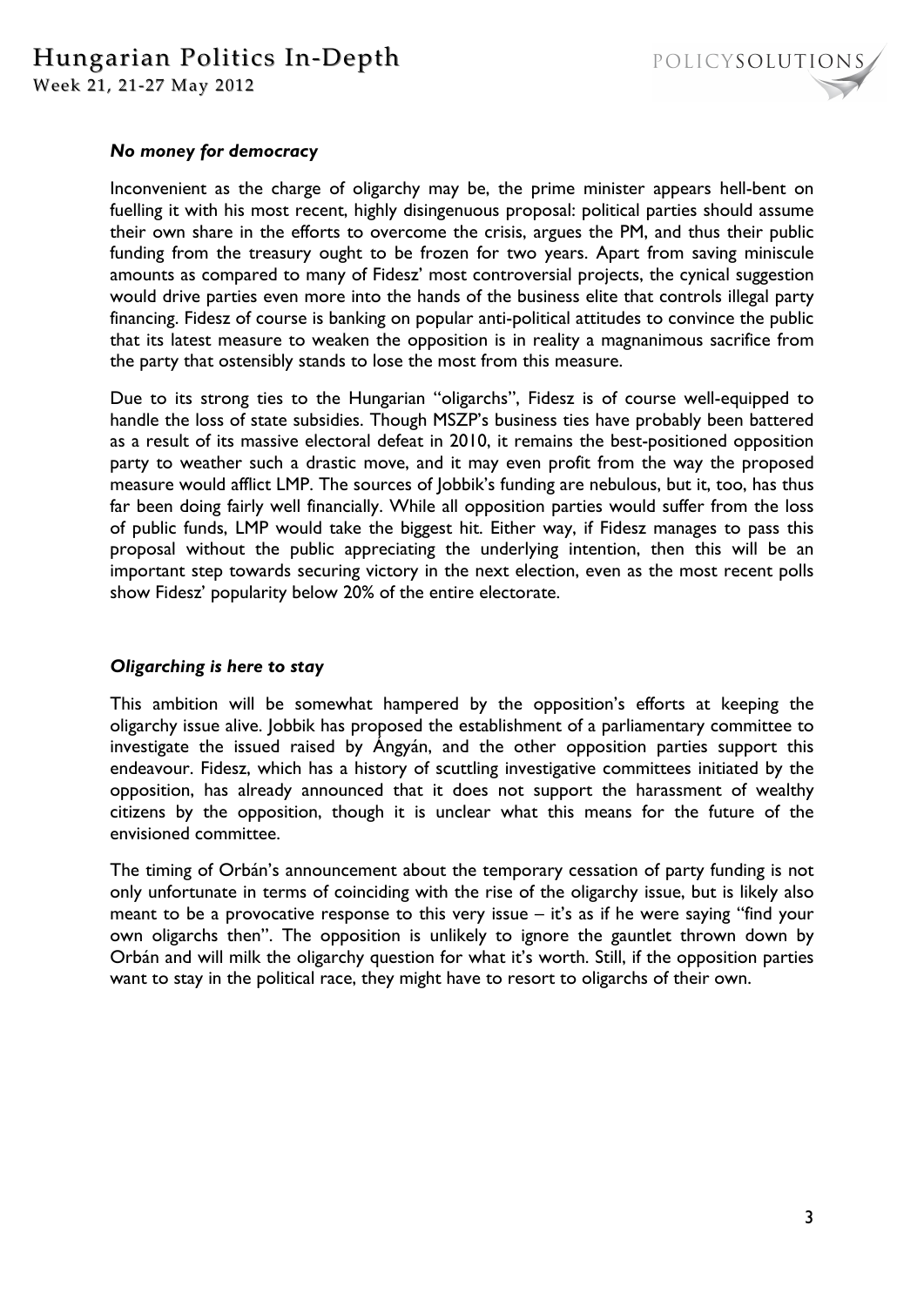### *No money for democracy*

Inconvenient as the charge of oligarchy may be, the prime minister appears hell-bent on fuelling it with his most recent, highly disingenuous proposal: political parties should assume their own share in the efforts to overcome the crisis, argues the PM, and thus their public funding from the treasury ought to be frozen for two years. Apart from saving miniscule amounts as compared to many of Fidesz' most controversial projects, the cynical suggestion would drive parties even more into the hands of the business elite that controls illegal party financing. Fidesz of course is banking on popular anti-political attitudes to convince the public that its latest measure to weaken the opposition is in reality a magnanimous sacrifice from the party that ostensibly stands to lose the most from this measure.

Due to its strong ties to the Hungarian "oligarchs", Fidesz is of course well-equipped to handle the loss of state subsidies. Though MSZP's business ties have probably been battered as a result of its massive electoral defeat in 2010, it remains the best-positioned opposition party to weather such a drastic move, and it may even profit from the way the proposed measure would afflict LMP. The sources of Jobbik's funding are nebulous, but it, too, has thus far been doing fairly well financially. While all opposition parties would suffer from the loss of public funds, LMP would take the biggest hit. Either way, if Fidesz manages to pass this proposal without the public appreciating the underlying intention, then this will be an important step towards securing victory in the next election, even as the most recent polls show Fidesz' popularity below 20% of the entire electorate.

### *Oligarching is here to stay*

This ambition will be somewhat hampered by the opposition's efforts at keeping the oligarchy issue alive. Jobbik has proposed the establishment of a parliamentary committee to investigate the issued raised by Ángyán, and the other opposition parties support this endeavour. Fidesz, which has a history of scuttling investigative committees initiated by the opposition, has already announced that it does not support the harassment of wealthy citizens by the opposition, though it is unclear what this means for the future of the envisioned committee.

The timing of Orbán's announcement about the temporary cessation of party funding is not only unfortunate in terms of coinciding with the rise of the oligarchy issue, but is likely also meant to be a provocative response to this very issue – it's as if he were saying "find your own oligarchs then". The opposition is unlikely to ignore the gauntlet thrown down by Orbán and will milk the oligarchy question for what it's worth. Still, if the opposition parties want to stay in the political race, they might have to resort to oligarchs of their own.